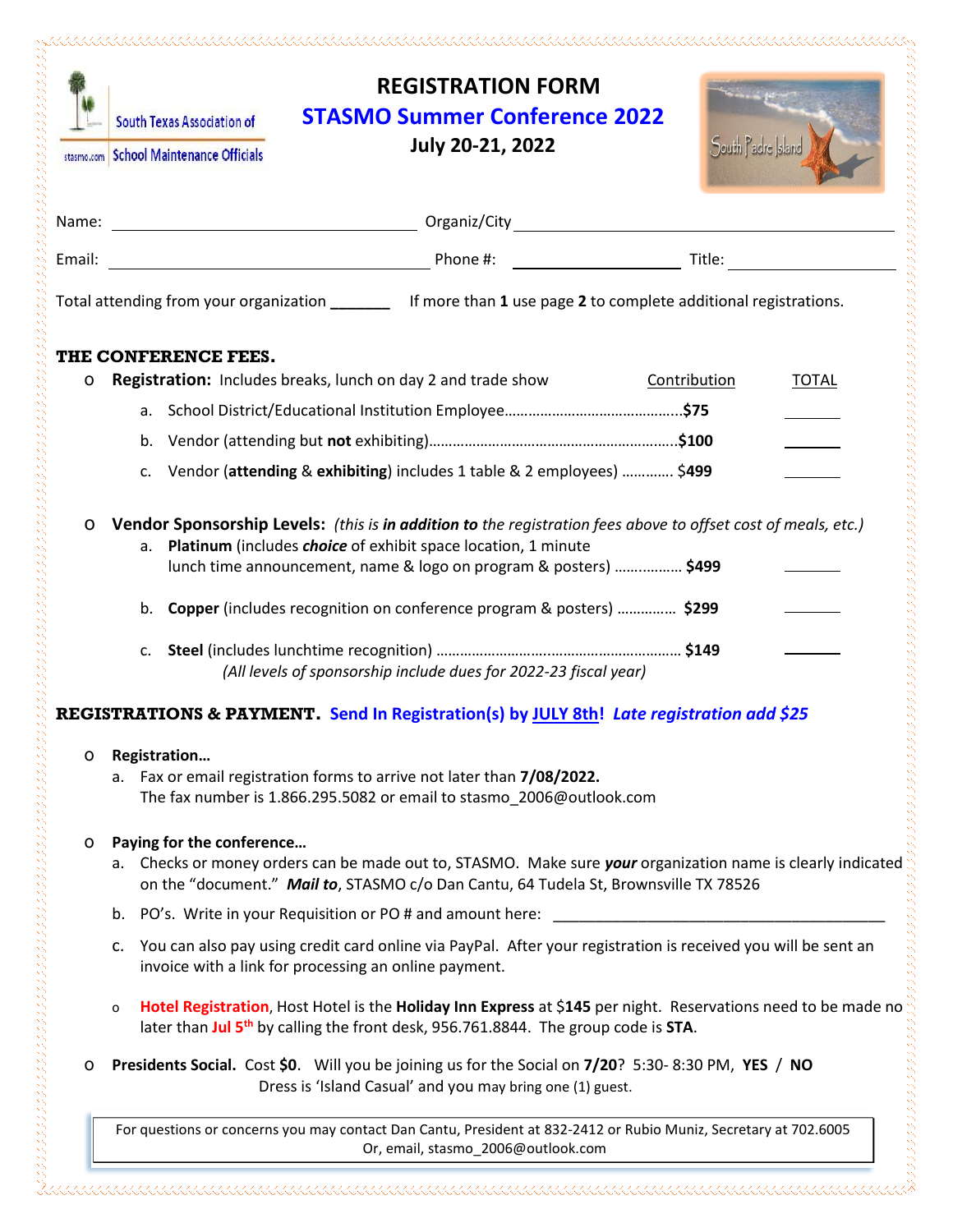South Texas Association of School Maintenance Officials

stasmo.com

# REGISTRATION FORM

## STASMO Summer Conference 2022

**July 20-21, 2022**

South Padre Island

Name: ______________________ Organiz/City ______________________

Email: ______________________ Phone #: ______________ Title: ______________

Total attending from your organization _______ If more than **1** use page **2** to complete additional registrations.

### THE CONFERENCE FEES.

- **Registration:** Includes breaks, lunch on day 2 and trade show — Contribution — TOTAL
  - a. School District/Educational Institution Employee………………………………………..**$75** _______
  - b. Vendor (attending but **not** exhibiting)……………………………………………………..**$100** _______
  - c. Vendor (**attending** & **exhibiting**) includes 1 table & 2 employees) …………. $**499** _______

- **Vendor Sponsorship Levels:** *(this is* ***in addition to*** *the registration fees above to offset cost of meals, etc.)*
  - a. **Platinum** (includes ***choice*** of exhibit space location, 1 minute lunch time announcement, name & logo on program & posters) ……………. **$499** _______
  - b. **Copper** (includes recognition on conference program & posters) ………….. **$299** _______
  - c. **Steel** (includes lunchtime recognition) ……………………………………………………. **$149** _______

    *(All levels of sponsorship include dues for 2022-23 fiscal year)*

### REGISTRATIONS & PAYMENT. Send In Registration(s) by JULY 8th! *Late registration add $25*

- **Registration…**
  - a. Fax or email registration forms to arrive not later than **7/08/2022.** The fax number is 1.866.295.5082 or email to stasmo_2006@outlook.com

- **Paying for the conference…**
  - a. Checks or money orders can be made out to, STASMO. Make sure ***your*** organization name is clearly indicated on the "document." ***Mail to***, STASMO c/o Dan Cantu, 64 Tudela St, Brownsville TX 78526
  - b. PO's. Write in your Requisition or PO # and amount here: ______________________________
  - c. You can also pay using credit card online via PayPal. After your registration is received you will be sent an invoice with a link for processing an online payment.
  - **Hotel Registration**, Host Hotel is the **Holiday Inn Express** at $**145** per night. Reservations need to be made no later than **Jul 5th** by calling the front desk, 956.761.8844. The group code is **STA**.

- **Presidents Social.** Cost **$0**. Will you be joining us for the Social on **7/20**? 5:30- 8:30 PM, **YES** / **NO**
  Dress is 'Island Casual' and you may bring one (1) guest.

For questions or concerns you may contact Dan Cantu, President at 832-2412 or Rubio Muniz, Secretary at 702.6005
Or, email, stasmo_2006@outlook.com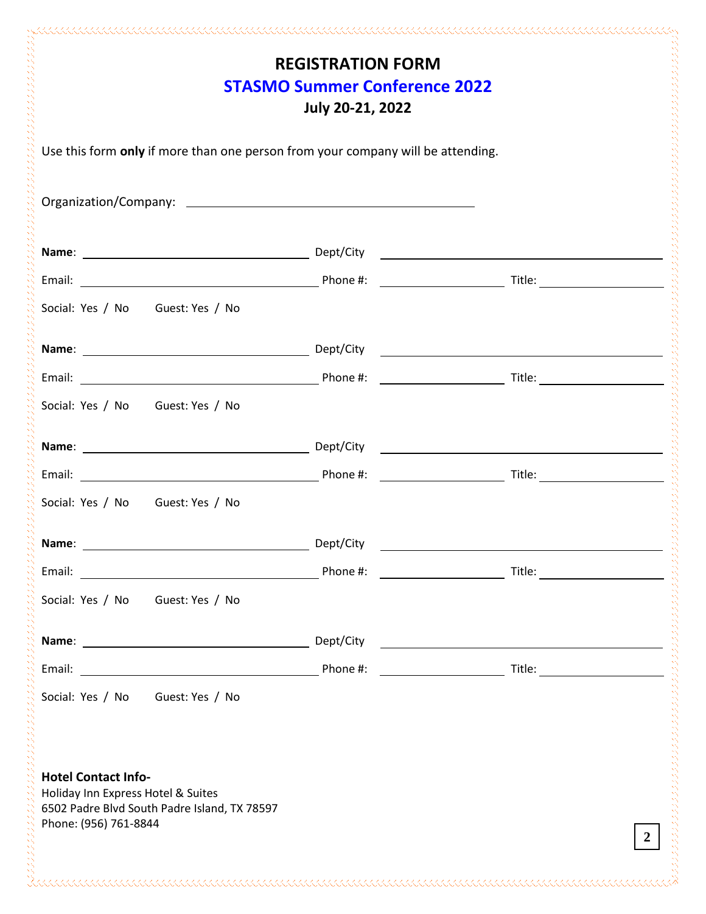# REGISTRATION FORM

## STASMO Summer Conference 2022

**July 20-21, 2022**

Use this form **only** if more than one person from your company will be attending.

Organization/Company: ______________________________

**Name**: ______________________________ Dept/City ______________________________

Email: ______________________________ Phone #: ______________ Title: ______________

Social: Yes / No     Guest: Yes / No

**Name**: ______________________________ Dept/City ______________________________

Email: ______________________________ Phone #: ______________ Title: ______________

Social: Yes / No     Guest: Yes / No

**Name**: ______________________________ Dept/City ______________________________

Email: ______________________________ Phone #: ______________ Title: ______________

Social: Yes / No     Guest: Yes / No

**Name**: ______________________________ Dept/City ______________________________

Email: ______________________________ Phone #: ______________ Title: ______________

Social: Yes / No     Guest: Yes / No

**Name**: ______________________________ Dept/City ______________________________

Email: ______________________________ Phone #: ______________ Title: ______________

Social: Yes / No     Guest: Yes / No

**Hotel Contact Info-**

Holiday Inn Express Hotel & Suites
6502 Padre Blvd South Padre Island, TX 78597
Phone: (956) 761-8844